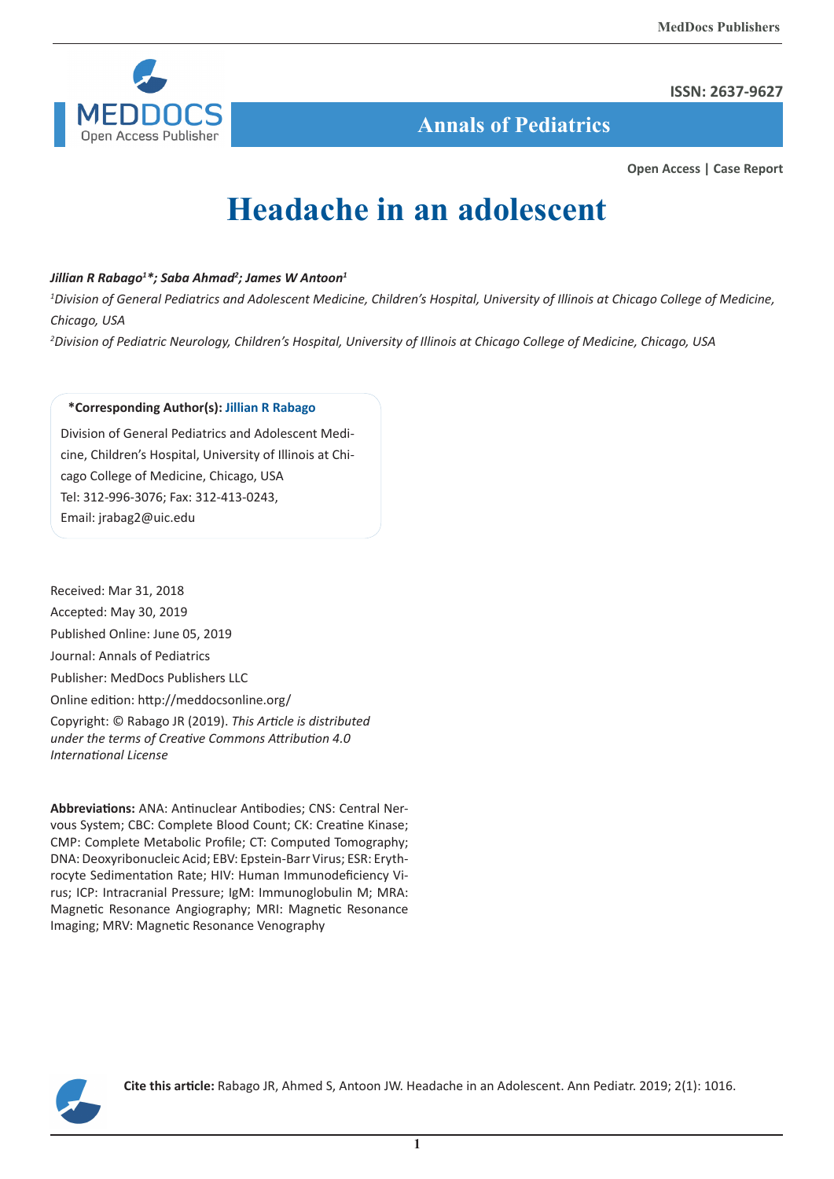ISSN: 2637-9627

Annals of Pediatrics

Open Access | Case Report

# Headache in an adolescent

***Jillian R Rabago[1]\*; Saba Ahmad[2]; James W Antoon[1]***

*[1]Division of General Pediatrics and Adolescent Medicine, Children's Hospital, University of Illinois at Chicago College of Medicine, Chicago, USA*

*[2]Division of Pediatric Neurology, Children's Hospital, University of Illinois at Chicago College of Medicine, Chicago, USA*

**\*Corresponding Author(s): Jillian R Rabago**

Division of General Pediatrics and Adolescent Medicine, Children's Hospital, University of Illinois at Chicago College of Medicine, Chicago, USA

Tel: 312-996-3076; Fax: 312-413-0243,

Email: jrabag2@uic.edu

Received: Mar 31, 2018

Accepted: May 30, 2019

Published Online: June 05, 2019

Journal: Annals of Pediatrics

Publisher: MedDocs Publishers LLC

Online edition: http://meddocsonline.org/

Copyright: © Rabago JR (2019). *This Article is distributed under the terms of Creative Commons Attribution 4.0 International License*

**Abbreviations:** ANA: Antinuclear Antibodies; CNS: Central Nervous System; CBC: Complete Blood Count; CK: Creatine Kinase; CMP: Complete Metabolic Profile; CT: Computed Tomography; DNA: Deoxyribonucleic Acid; EBV: Epstein-Barr Virus; ESR: Erythrocyte Sedimentation Rate; HIV: Human Immunodeficiency Virus; ICP: Intracranial Pressure; IgM: Immunoglobulin M; MRA: Magnetic Resonance Angiography; MRI: Magnetic Resonance Imaging; MRV: Magnetic Resonance Venography

**Cite this article:** Rabago JR, Ahmed S, Antoon JW. Headache in an Adolescent. Ann Pediatr. 2019; 2(1): 1016.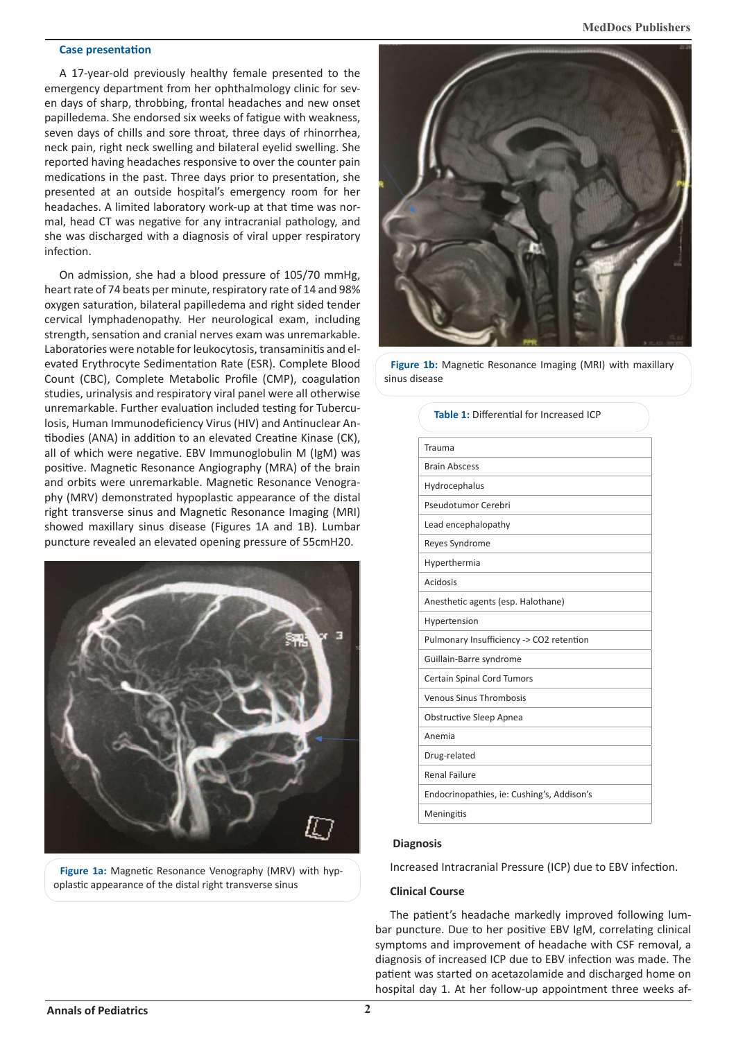## Case presentation

A 17-year-old previously healthy female presented to the emergency department from her ophthalmology clinic for seven days of sharp, throbbing, frontal headaches and new onset papilledema. She endorsed six weeks of fatigue with weakness, seven days of chills and sore throat, three days of rhinorrhea, neck pain, right neck swelling and bilateral eyelid swelling. She reported having headaches responsive to over the counter pain medications in the past. Three days prior to presentation, she presented at an outside hospital's emergency room for her headaches. A limited laboratory work-up at that time was normal, head CT was negative for any intracranial pathology, and she was discharged with a diagnosis of viral upper respiratory infection.

On admission, she had a blood pressure of 105/70 mmHg, heart rate of 74 beats per minute, respiratory rate of 14 and 98% oxygen saturation, bilateral papilledema and right sided tender cervical lymphadenopathy. Her neurological exam, including strength, sensation and cranial nerves exam was unremarkable. Laboratories were notable for leukocytosis, transaminitis and elevated Erythrocyte Sedimentation Rate (ESR). Complete Blood Count (CBC), Complete Metabolic Profile (CMP), coagulation studies, urinalysis and respiratory viral panel were all otherwise unremarkable. Further evaluation included testing for Tuberculosis, Human Immunodeficiency Virus (HIV) and Antinuclear Antibodies (ANA) in addition to an elevated Creatine Kinase (CK), all of which were negative. EBV Immunoglobulin M (IgM) was positive. Magnetic Resonance Angiography (MRA) of the brain and orbits were unremarkable. Magnetic Resonance Venography (MRV) demonstrated hypoplastic appearance of the distal right transverse sinus and Magnetic Resonance Imaging (MRI) showed maxillary sinus disease (Figures 1A and 1B). Lumbar puncture revealed an elevated opening pressure of 55cmH20.

**Figure 1a:** Magnetic Resonance Venography (MRV) with hypoplastic appearance of the distal right transverse sinus

**Figure 1b:** Magnetic Resonance Imaging (MRI) with maxillary sinus disease

**Table 1:** Differential for Increased ICP

| |
|---|
| Trauma |
| Brain Abscess |
| Hydrocephalus |
| Pseudotumor Cerebri |
| Lead encephalopathy |
| Reyes Syndrome |
| Hyperthermia |
| Acidosis |
| Anesthetic agents (esp. Halothane) |
| Hypertension |
| Pulmonary Insufficiency -> CO2 retention |
| Guillain-Barre syndrome |
| Certain Spinal Cord Tumors |
| Venous Sinus Thrombosis |
| Obstructive Sleep Apnea |
| Anemia |
| Drug-related |
| Renal Failure |
| Endocrinopathies, ie: Cushing's, Addison's |
| Meningitis |

## Diagnosis

Increased Intracranial Pressure (ICP) due to EBV infection.

## Clinical Course

The patient's headache markedly improved following lumbar puncture. Due to her positive EBV IgM, correlating clinical symptoms and improvement of headache with CSF removal, a diagnosis of increased ICP due to EBV infection was made. The patient was started on acetazolamide and discharged home on hospital day 1. At her follow-up appointment three weeks af-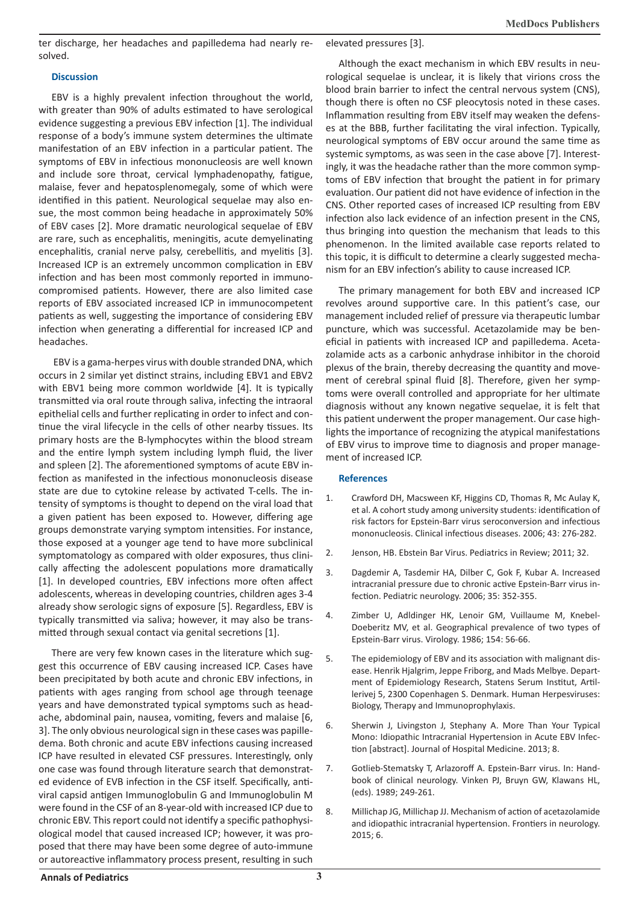ter discharge, her headaches and papilledema had nearly resolved.

## Discussion

EBV is a highly prevalent infection throughout the world, with greater than 90% of adults estimated to have serological evidence suggesting a previous EBV infection [1]. The individual response of a body's immune system determines the ultimate manifestation of an EBV infection in a particular patient. The symptoms of EBV in infectious mononucleosis are well known and include sore throat, cervical lymphadenopathy, fatigue, malaise, fever and hepatosplenomegaly, some of which were identified in this patient. Neurological sequelae may also ensue, the most common being headache in approximately 50% of EBV cases [2]. More dramatic neurological sequelae of EBV are rare, such as encephalitis, meningitis, acute demyelinating encephalitis, cranial nerve palsy, cerebellitis, and myelitis [3]. Increased ICP is an extremely uncommon complication in EBV infection and has been most commonly reported in immunocompromised patients. However, there are also limited case reports of EBV associated increased ICP in immunocompetent patients as well, suggesting the importance of considering EBV infection when generating a differential for increased ICP and headaches.

EBV is a gama-herpes virus with double stranded DNA, which occurs in 2 similar yet distinct strains, including EBV1 and EBV2 with EBV1 being more common worldwide [4]. It is typically transmitted via oral route through saliva, infecting the intraoral epithelial cells and further replicating in order to infect and continue the viral lifecycle in the cells of other nearby tissues. Its primary hosts are the B-lymphocytes within the blood stream and the entire lymph system including lymph fluid, the liver and spleen [2]. The aforementioned symptoms of acute EBV infection as manifested in the infectious mononucleosis disease state are due to cytokine release by activated T-cells. The intensity of symptoms is thought to depend on the viral load that a given patient has been exposed to. However, differing age groups demonstrate varying symptom intensities. For instance, those exposed at a younger age tend to have more subclinical symptomatology as compared with older exposures, thus clinically affecting the adolescent populations more dramatically [1]. In developed countries, EBV infections more often affect adolescents, whereas in developing countries, children ages 3-4 already show serologic signs of exposure [5]. Regardless, EBV is typically transmitted via saliva; however, it may also be transmitted through sexual contact via genital secretions [1].

There are very few known cases in the literature which suggest this occurrence of EBV causing increased ICP. Cases have been precipitated by both acute and chronic EBV infections, in patients with ages ranging from school age through teenage years and have demonstrated typical symptoms such as headache, abdominal pain, nausea, vomiting, fevers and malaise [6, 3]. The only obvious neurological sign in these cases was papilledema. Both chronic and acute EBV infections causing increased ICP have resulted in elevated CSF pressures. Interestingly, only one case was found through literature search that demonstrated evidence of EVB infection in the CSF itself. Specifically, antiviral capsid antigen Immunoglobulin G and Immunoglobulin M were found in the CSF of an 8-year-old with increased ICP due to chronic EBV. This report could not identify a specific pathophysiological model that caused increased ICP; however, it was proposed that there may have been some degree of auto-immune or autoreactive inflammatory process present, resulting in such elevated pressures [3].

Although the exact mechanism in which EBV results in neurological sequelae is unclear, it is likely that virions cross the blood brain barrier to infect the central nervous system (CNS), though there is often no CSF pleocytosis noted in these cases. Inflammation resulting from EBV itself may weaken the defenses at the BBB, further facilitating the viral infection. Typically, neurological symptoms of EBV occur around the same time as systemic symptoms, as was seen in the case above [7]. Interestingly, it was the headache rather than the more common symptoms of EBV infection that brought the patient in for primary evaluation. Our patient did not have evidence of infection in the CNS. Other reported cases of increased ICP resulting from EBV infection also lack evidence of an infection present in the CNS, thus bringing into question the mechanism that leads to this phenomenon. In the limited available case reports related to this topic, it is difficult to determine a clearly suggested mechanism for an EBV infection's ability to cause increased ICP.

The primary management for both EBV and increased ICP revolves around supportive care. In this patient's case, our management included relief of pressure via therapeutic lumbar puncture, which was successful. Acetazolamide may be beneficial in patients with increased ICP and papilledema. Acetazolamide acts as a carbonic anhydrase inhibitor in the choroid plexus of the brain, thereby decreasing the quantity and movement of cerebral spinal fluid [8]. Therefore, given her symptoms were overall controlled and appropriate for her ultimate diagnosis without any known negative sequelae, it is felt that this patient underwent the proper management. Our case highlights the importance of recognizing the atypical manifestations of EBV virus to improve time to diagnosis and proper management of increased ICP.

## References

1. Crawford DH, Macsween KF, Higgins CD, Thomas R, Mc Aulay K, et al. A cohort study among university students: identification of risk factors for Epstein-Barr virus seroconversion and infectious mononucleosis. Clinical infectious diseases. 2006; 43: 276-282.
2. Jenson, HB. Ebstein Bar Virus. Pediatrics in Review; 2011; 32.
3. Dagdemir A, Tasdemir HA, Dilber C, Gok F, Kubar A. Increased intracranial pressure due to chronic active Epstein-Barr virus infection. Pediatric neurology. 2006; 35: 352-355.
4. Zimber U, Adldinger HK, Lenoir GM, Vuillaume M, Knebel-Doeberitz MV, et al. Geographical prevalence of two types of Epstein-Barr virus. Virology. 1986; 154: 56-66.
5. The epidemiology of EBV and its association with malignant disease. Henrik Hjalgrim, Jeppe Friborg, and Mads Melbye. Department of Epidemiology Research, Statens Serum Institut, Artillerivej 5, 2300 Copenhagen S. Denmark. Human Herpesviruses: Biology, Therapy and Immunoprophylaxis.
6. Sherwin J, Livingston J, Stephany A. More Than Your Typical Mono: Idiopathic Intracranial Hypertension in Acute EBV Infection [abstract]. Journal of Hospital Medicine. 2013; 8.
7. Gotlieb-Stematsky T, Arlazoroff A. Epstein-Barr virus. In: Handbook of clinical neurology. Vinken PJ, Bruyn GW, Klawans HL, (eds). 1989; 249-261.
8. Millichap JG, Millichap JJ. Mechanism of action of acetazolamide and idiopathic intracranial hypertension. Frontiers in neurology. 2015; 6.